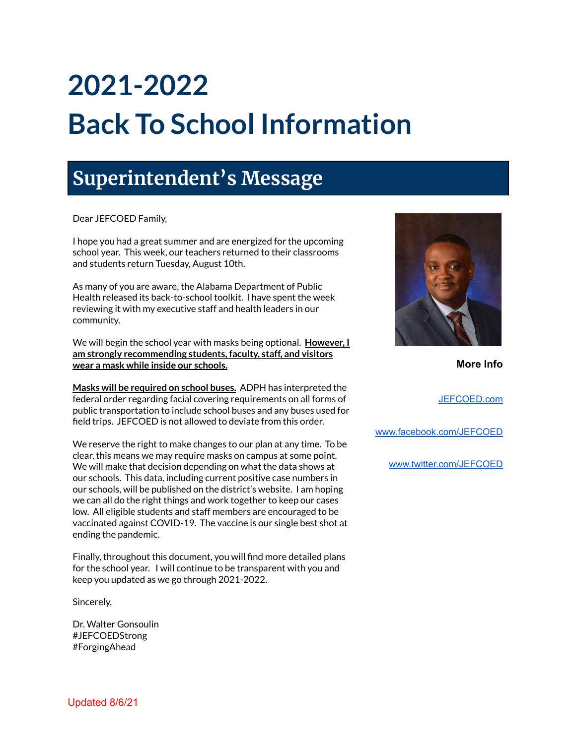# 2021-2022
# Back To School Information

## Superintendent's Message

Dear JEFCOED Family,

I hope you had a great summer and are energized for the upcoming school year. This week, our teachers returned to their classrooms and students return Tuesday, August 10th.

As many of you are aware, the Alabama Department of Public Health released its back-to-school toolkit. I have spent the week reviewing it with my executive staff and health leaders in our community.

We will begin the school year with masks being optional. **However, I am strongly recommending students, faculty, staff, and visitors wear a mask while inside our schools.**

**Masks will be required on school buses.** ADPH has interpreted the federal order regarding facial covering requirements on all forms of public transportation to include school buses and any buses used for field trips. JEFCOED is not allowed to deviate from this order.

We reserve the right to make changes to our plan at any time. To be clear, this means we may require masks on campus at some point. We will make that decision depending on what the data shows at our schools. This data, including current positive case numbers in our schools, will be published on the district's website. I am hoping we can all do the right things and work together to keep our cases low. All eligible students and staff members are encouraged to be vaccinated against COVID-19. The vaccine is our single best shot at ending the pandemic.

Finally, throughout this document, you will find more detailed plans for the school year. I will continue to be transparent with you and keep you updated as we go through 2021-2022.

Sincerely,

Dr. Walter Gonsoulin
#JEFCOEDStrong
#ForgingAhead

**More Info**

JEFCOED.com

www.facebook.com/JEFCOED

www.twitter.com/JEFCOED

Updated 8/6/21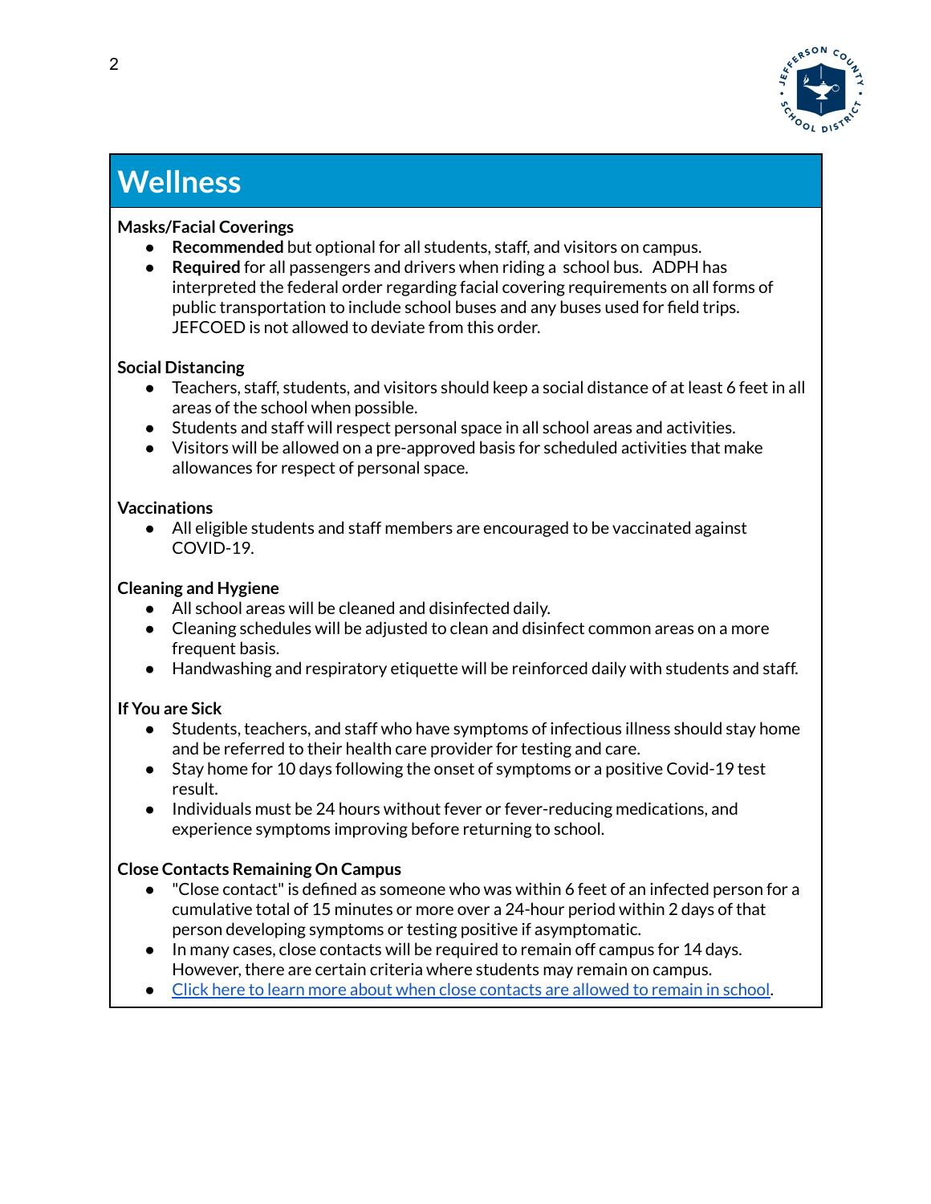## Wellness

**Masks/Facial Coverings**

- **Recommended** but optional for all students, staff, and visitors on campus.
- **Required** for all passengers and drivers when riding a school bus. ADPH has interpreted the federal order regarding facial covering requirements on all forms of public transportation to include school buses and any buses used for field trips. JEFCOED is not allowed to deviate from this order.

**Social Distancing**

- Teachers, staff, students, and visitors should keep a social distance of at least 6 feet in all areas of the school when possible.
- Students and staff will respect personal space in all school areas and activities.
- Visitors will be allowed on a pre-approved basis for scheduled activities that make allowances for respect of personal space.

**Vaccinations**

- All eligible students and staff members are encouraged to be vaccinated against COVID-19.

**Cleaning and Hygiene**

- All school areas will be cleaned and disinfected daily.
- Cleaning schedules will be adjusted to clean and disinfect common areas on a more frequent basis.
- Handwashing and respiratory etiquette will be reinforced daily with students and staff.

**If You are Sick**

- Students, teachers, and staff who have symptoms of infectious illness should stay home and be referred to their health care provider for testing and care.
- Stay home for 10 days following the onset of symptoms or a positive Covid-19 test result.
- Individuals must be 24 hours without fever or fever-reducing medications, and experience symptoms improving before returning to school.

**Close Contacts Remaining On Campus**

- "Close contact" is defined as someone who was within 6 feet of an infected person for a cumulative total of 15 minutes or more over a 24-hour period within 2 days of that person developing symptoms or testing positive if asymptomatic.
- In many cases, close contacts will be required to remain off campus for 14 days. However, there are certain criteria where students may remain on campus.
- Click here to learn more about when close contacts are allowed to remain in school.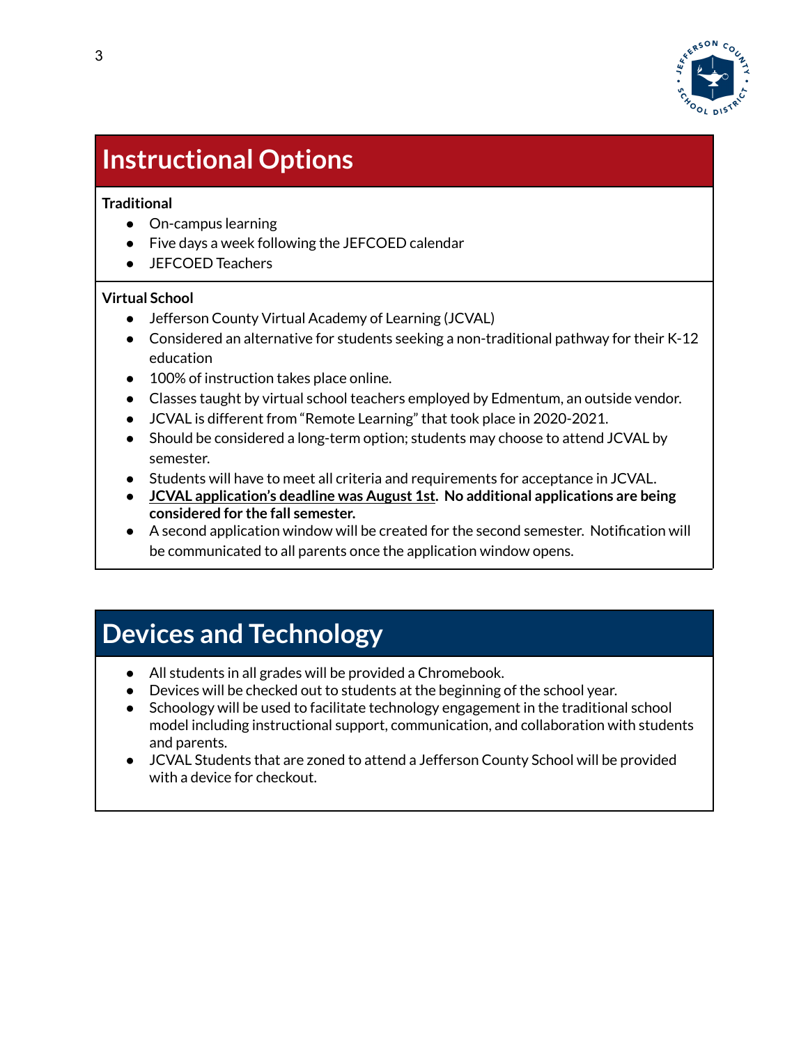## Instructional Options

**Traditional**

- On-campus learning
- Five days a week following the JEFCOED calendar
- JEFCOED Teachers

**Virtual School**

- Jefferson County Virtual Academy of Learning (JCVAL)
- Considered an alternative for students seeking a non-traditional pathway for their K-12 education
- 100% of instruction takes place online.
- Classes taught by virtual school teachers employed by Edmentum, an outside vendor.
- JCVAL is different from "Remote Learning" that took place in 2020-2021.
- Should be considered a long-term option; students may choose to attend JCVAL by semester.
- Students will have to meet all criteria and requirements for acceptance in JCVAL.
- **JCVAL application's deadline was August 1st. No additional applications are being considered for the fall semester.**
- A second application window will be created for the second semester. Notification will be communicated to all parents once the application window opens.

## Devices and Technology

- All students in all grades will be provided a Chromebook.
- Devices will be checked out to students at the beginning of the school year.
- Schoology will be used to facilitate technology engagement in the traditional school model including instructional support, communication, and collaboration with students and parents.
- JCVAL Students that are zoned to attend a Jefferson County School will be provided with a device for checkout.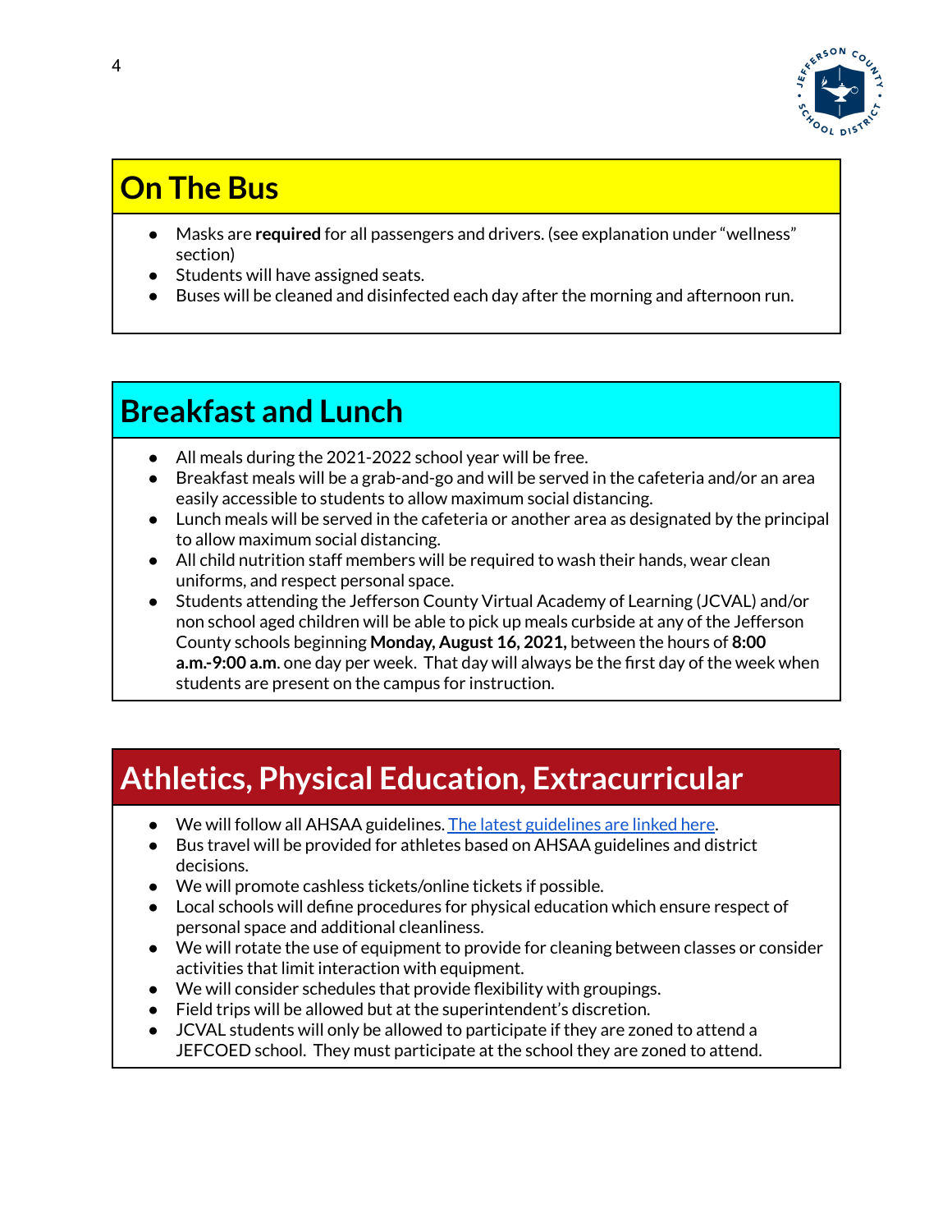## On The Bus

- Masks are **required** for all passengers and drivers. (see explanation under "wellness" section)
- Students will have assigned seats.
- Buses will be cleaned and disinfected each day after the morning and afternoon run.

## Breakfast and Lunch

- All meals during the 2021-2022 school year will be free.
- Breakfast meals will be a grab-and-go and will be served in the cafeteria and/or an area easily accessible to students to allow maximum social distancing.
- Lunch meals will be served in the cafeteria or another area as designated by the principal to allow maximum social distancing.
- All child nutrition staff members will be required to wash their hands, wear clean uniforms, and respect personal space.
- Students attending the Jefferson County Virtual Academy of Learning (JCVAL) and/or non school aged children will be able to pick up meals curbside at any of the Jefferson County schools beginning **Monday, August 16, 2021,** between the hours of **8:00 a.m.-9:00 a.m**. one day per week. That day will always be the first day of the week when students are present on the campus for instruction.

## Athletics, Physical Education, Extracurricular

- We will follow all AHSAA guidelines. The latest guidelines are linked here.
- Bus travel will be provided for athletes based on AHSAA guidelines and district decisions.
- We will promote cashless tickets/online tickets if possible.
- Local schools will define procedures for physical education which ensure respect of personal space and additional cleanliness.
- We will rotate the use of equipment to provide for cleaning between classes or consider activities that limit interaction with equipment.
- We will consider schedules that provide flexibility with groupings.
- Field trips will be allowed but at the superintendent's discretion.
- JCVAL students will only be allowed to participate if they are zoned to attend a JEFCOED school. They must participate at the school they are zoned to attend.